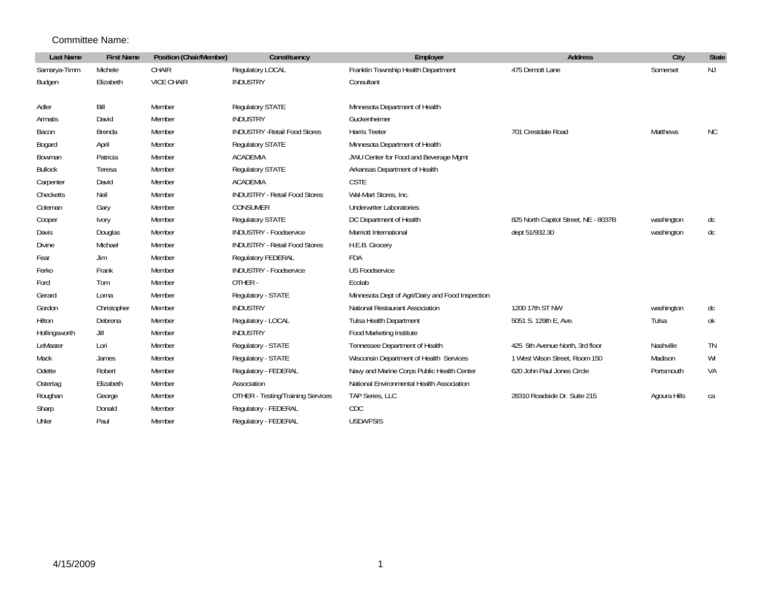Committee Name:

| Last Name | First Name | Position (Chair/Member) | Constituency | Employer | Address | City | State |
|---|---|---|---|---|---|---|---|
| Samarya-Timm | Michele | CHAIR | Regulatory LOCAL | Franklin Township Health Department | 475 Demott Lane | Somerset | NJ |
| Budgen | Elizabeth | VICE CHAIR | INDUSTRY | Consultant | | | |
| | | | | | | | |
| Adler | Bill | Member | Regulatory STATE | Minnesota Department of Health | | | |
| Armatis | David | Member | INDUSTRY | Guckenheimer | | | |
| Bacon | Brenda | Member | INDUSTRY -Retail Food Stores | Harris Teeter | 701 Crestdale Road | Matthews | NC |
| Bogard | April | Member | Regulatory STATE | Minnesota Department of Health | | | |
| Bowman | Patricia | Member | ACADEMIA | JWU Center for Food and Beverage Mgmt | | | |
| Bullock | Teresa | Member | Regulatory STATE | Arkansas Department of Health | | | |
| Carpenter | David | Member | ACADEMIA | CSTE | | | |
| Checketts | Neil | Member | INDUSTRY - Retail Food Stores | Wal-Mart Stores, Inc. | | | |
| Coleman | Gary | Member | CONSUMER | Underwriter Laboratories | | | |
| Cooper | Ivory | Member | Regulatory STATE | DC Department of Health | 825 North Capitol Street, NE - 8037B | washington | dc |
| Davis | Douglas | Member | INDUSTRY - Foodservice | Marriott International | dept 51/932.30 | washington | dc |
| Divine | Michael | Member | INDUSTRY - Retail Food Stores | H.E.B. Grocery | | | |
| Fear | Jim | Member | Regulatory FEDERAL | FDA | | | |
| Ferko | Frank | Member | INDUSTRY - Foodservice | US Foodservice | | | |
| Ford | Tom | Member | OTHER - | Ecolab | | | |
| Gerard | Lorna | Member | Regulatory - STATE | Minnesota Dept of Agri/Dairy and Food Inspection | | | |
| Gordon | Christopher | Member | INDUSTRY | National Restaurant Association | 1200 17th ST NW | washington | dc |
| Hilton | Debrena | Member | Regulatory - LOCAL | Tulsa Health Department | 5051 S. 129th E, Ave. | Tulsa | ok |
| Hollingsworth | Jill | Member | INDUSTRY | Food Marketing Institute | | | |
| LeMaster | Lori | Member | Regulatory - STATE | Tennessee Department of Health | 425 5th Avenue North, 3rd floor | Nashville | TN |
| Mack | James | Member | Regulatory - STATE | Wisconsin Department of Health Services | 1 West Wilson Street, Room 150 | Madison | WI |
| Odette | Robert | Member | Regulatory - FEDERAL | Navy and Marine Corps Public Health Center | 620 John Paul Jones Circle | Portsmouth | VA |
| Ostertag | Elizabeth | Member | Association | National Environmental Health Association | | | |
| Roughan | George | Member | OTHER - Testing/Training Services | TAP Series, LLC | 28310 Roadside Dr. Suite 215 | Agoura Hills | ca |
| Sharp | Donald | Member | Regulatory - FEDERAL | CDC | | | |
| Uhler | Paul | Member | Regulatory - FEDERAL | USDA/FSIS | | | |

4/15/2009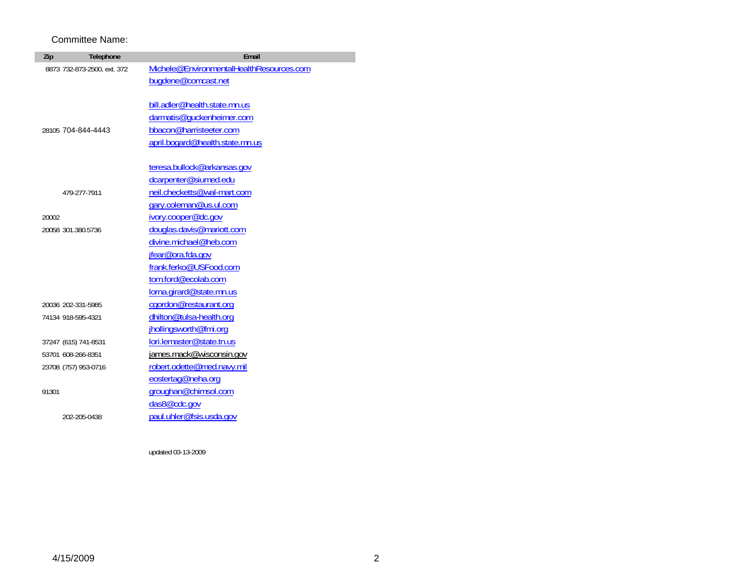Committee Name:

| Zip | Telephone | Email |
| --- | --- | --- |
| 8873 | 732-873-2500, ext. 372 | Michele@EnvironmentalHealthResources.com |
| | | bugdene@comcast.net |
| | | |
| | | bill.adler@health.state.mn.us |
| | | darmatis@guckenheimer.com |
| 28105 | 704-844-4443 | bbacon@harristeeter.com |
| | | april.bogard@health.state.mn.us |
| | | |
| | | teresa.bullock@arkansas.gov |
| | | dcarpenter@siumed.edu |
| | 479-277-7911 | neil.checketts@wal-mart.com |
| | | gary.coleman@us.ul.com |
| 20002 | | ivory.cooper@dc.gov |
| 20058 | 301.380.5736 | douglas.davis@mariott.com |
| | | divine.michael@heb.com |
| | | jfear@ora.fda.gov |
| | | frank.ferko@USFood.com |
| | | tom.ford@ecolab.com |
| | | lorna.girard@state.mn.us |
| 20036 | 202-331-5985 | cgordon@restaurant.org |
| 74134 | 918-595-4321 | dhilton@tulsa-health.org |
| | | jhollingsworth@fmi.org |
| 37247 | (615) 741-8531 | lori.lemaster@state.tn.us |
| 53701 | 608-266-8351 | james.mack@wisconsin.gov |
| 23708 | (757) 953-0716 | robert.odette@med.navy.mil |
| | | eostertag@neha.org |
| 91301 | | groughan@chimsol.com |
| | | das8@cdc.gov |
| | 202-205-0438 | paul.uhler@fsis.usda.gov |

updated 03-13-2009

4/15/2009